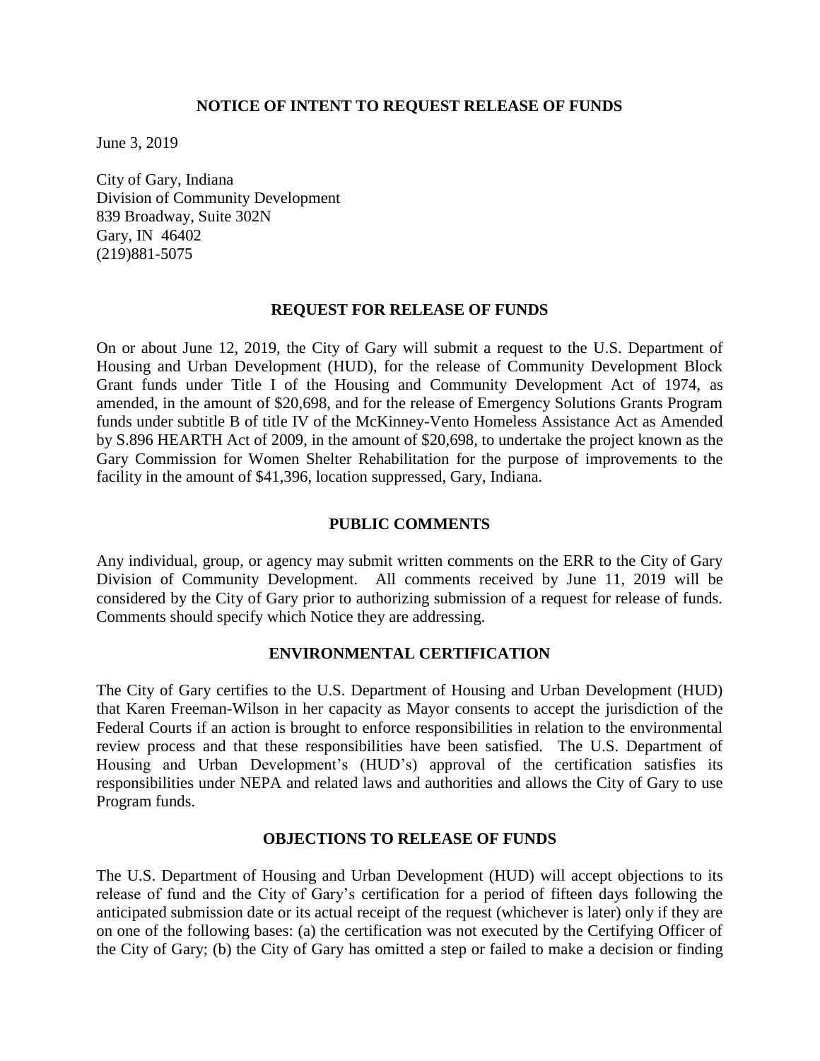## NOTICE OF INTENT TO REQUEST RELEASE OF FUNDS

June 3, 2019

City of Gary, Indiana
Division of Community Development
839 Broadway, Suite 302N
Gary, IN 46402
(219)881-5075

### REQUEST FOR RELEASE OF FUNDS

On or about June 12, 2019, the City of Gary will submit a request to the U.S. Department of Housing and Urban Development (HUD), for the release of Community Development Block Grant funds under Title I of the Housing and Community Development Act of 1974, as amended, in the amount of $20,698, and for the release of Emergency Solutions Grants Program funds under subtitle B of title IV of the McKinney-Vento Homeless Assistance Act as Amended by S.896 HEARTH Act of 2009, in the amount of $20,698, to undertake the project known as the Gary Commission for Women Shelter Rehabilitation for the purpose of improvements to the facility in the amount of $41,396, location suppressed, Gary, Indiana.

### PUBLIC COMMENTS

Any individual, group, or agency may submit written comments on the ERR to the City of Gary Division of Community Development. All comments received by June 11, 2019 will be considered by the City of Gary prior to authorizing submission of a request for release of funds. Comments should specify which Notice they are addressing.

### ENVIRONMENTAL CERTIFICATION

The City of Gary certifies to the U.S. Department of Housing and Urban Development (HUD) that Karen Freeman-Wilson in her capacity as Mayor consents to accept the jurisdiction of the Federal Courts if an action is brought to enforce responsibilities in relation to the environmental review process and that these responsibilities have been satisfied. The U.S. Department of Housing and Urban Development's (HUD's) approval of the certification satisfies its responsibilities under NEPA and related laws and authorities and allows the City of Gary to use Program funds.

### OBJECTIONS TO RELEASE OF FUNDS

The U.S. Department of Housing and Urban Development (HUD) will accept objections to its release of fund and the City of Gary's certification for a period of fifteen days following the anticipated submission date or its actual receipt of the request (whichever is later) only if they are on one of the following bases: (a) the certification was not executed by the Certifying Officer of the City of Gary; (b) the City of Gary has omitted a step or failed to make a decision or finding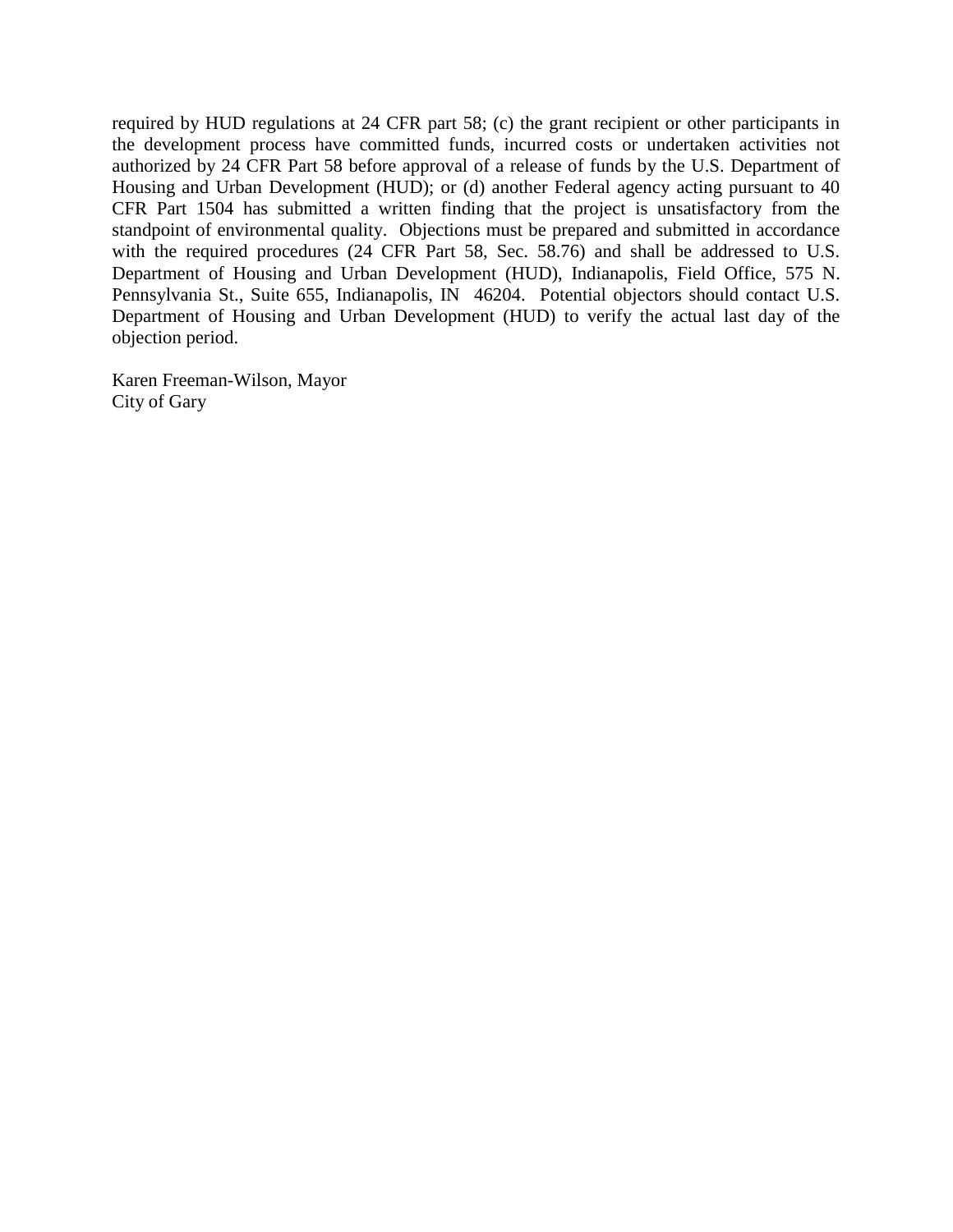required by HUD regulations at 24 CFR part 58; (c) the grant recipient or other participants in the development process have committed funds, incurred costs or undertaken activities not authorized by 24 CFR Part 58 before approval of a release of funds by the U.S. Department of Housing and Urban Development (HUD); or (d) another Federal agency acting pursuant to 40 CFR Part 1504 has submitted a written finding that the project is unsatisfactory from the standpoint of environmental quality. Objections must be prepared and submitted in accordance with the required procedures (24 CFR Part 58, Sec. 58.76) and shall be addressed to U.S. Department of Housing and Urban Development (HUD), Indianapolis, Field Office, 575 N. Pennsylvania St., Suite 655, Indianapolis, IN 46204. Potential objectors should contact U.S. Department of Housing and Urban Development (HUD) to verify the actual last day of the objection period.

Karen Freeman-Wilson, Mayor
City of Gary